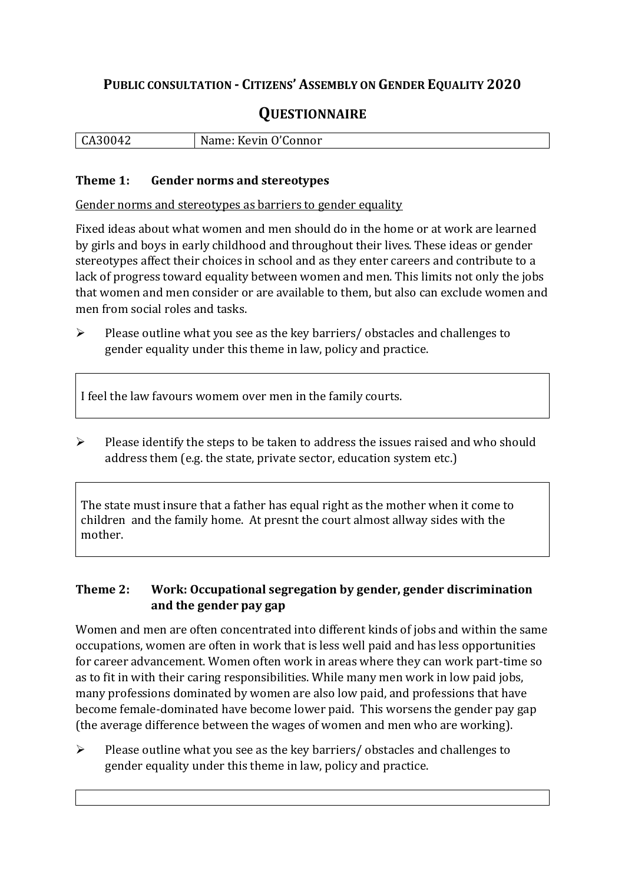# PUBLIC CONSULTATION - CITIZENS' ASSEMBLY ON GENDER EQUALITY 2020

## QUESTIONNAIRE

| CA30042 | Name: Kevin O'Connor |
|---|---|

### Theme 1: Gender norms and stereotypes

Gender norms and stereotypes as barriers to gender equality

Fixed ideas about what women and men should do in the home or at work are learned by girls and boys in early childhood and throughout their lives. These ideas or gender stereotypes affect their choices in school and as they enter careers and contribute to a lack of progress toward equality between women and men. This limits not only the jobs that women and men consider or are available to them, but also can exclude women and men from social roles and tasks.

- Please outline what you see as the key barriers/ obstacles and challenges to gender equality under this theme in law, policy and practice.

> I feel the law favours womem over men in the family courts.

- Please identify the steps to be taken to address the issues raised and who should address them (e.g. the state, private sector, education system etc.)

> The state must insure that a father has equal right as the mother when it come to children and the family home. At presnt the court almost allway sides with the mother.

### Theme 2: Work: Occupational segregation by gender, gender discrimination and the gender pay gap

Women and men are often concentrated into different kinds of jobs and within the same occupations, women are often in work that is less well paid and has less opportunities for career advancement. Women often work in areas where they can work part-time so as to fit in with their caring responsibilities. While many men work in low paid jobs, many professions dominated by women are also low paid, and professions that have become female-dominated have become lower paid. This worsens the gender pay gap (the average difference between the wages of women and men who are working).

- Please outline what you see as the key barriers/ obstacles and challenges to gender equality under this theme in law, policy and practice.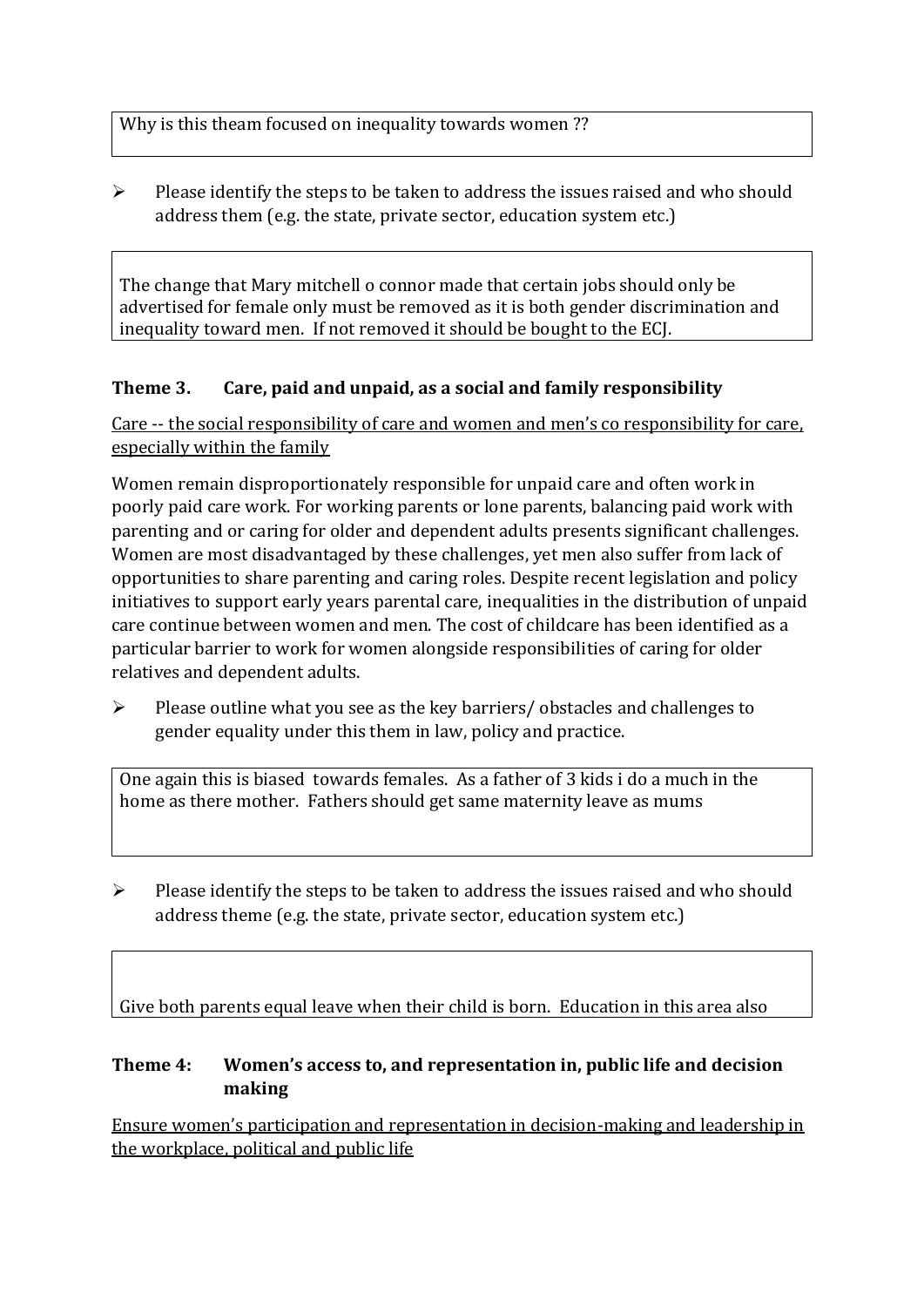Why is this theam focused on inequality towards women ??

- Please identify the steps to be taken to address the issues raised and who should address them (e.g. the state, private sector, education system etc.)

The change that Mary mitchell o connor made that certain jobs should only be advertised for female only must be removed as it is both gender discrimination and inequality toward men. If not removed it should be bought to the ECJ.

### Theme 3. Care, paid and unpaid, as a social and family responsibility

<u>Care -- the social responsibility of care and women and men's co responsibility for care, especially within the family</u>

Women remain disproportionately responsible for unpaid care and often work in poorly paid care work. For working parents or lone parents, balancing paid work with parenting and or caring for older and dependent adults presents significant challenges. Women are most disadvantaged by these challenges, yet men also suffer from lack of opportunities to share parenting and caring roles. Despite recent legislation and policy initiatives to support early years parental care, inequalities in the distribution of unpaid care continue between women and men. The cost of childcare has been identified as a particular barrier to work for women alongside responsibilities of caring for older relatives and dependent adults.

- Please outline what you see as the key barriers/ obstacles and challenges to gender equality under this them in law, policy and practice.

One again this is biased towards females. As a father of 3 kids i do a much in the home as there mother. Fathers should get same maternity leave as mums

- Please identify the steps to be taken to address the issues raised and who should address theme (e.g. the state, private sector, education system etc.)

Give both parents equal leave when their child is born. Education in this area also

### Theme 4: Women's access to, and representation in, public life and decision making

<u>Ensure women's participation and representation in decision-making and leadership in the workplace, political and public life</u>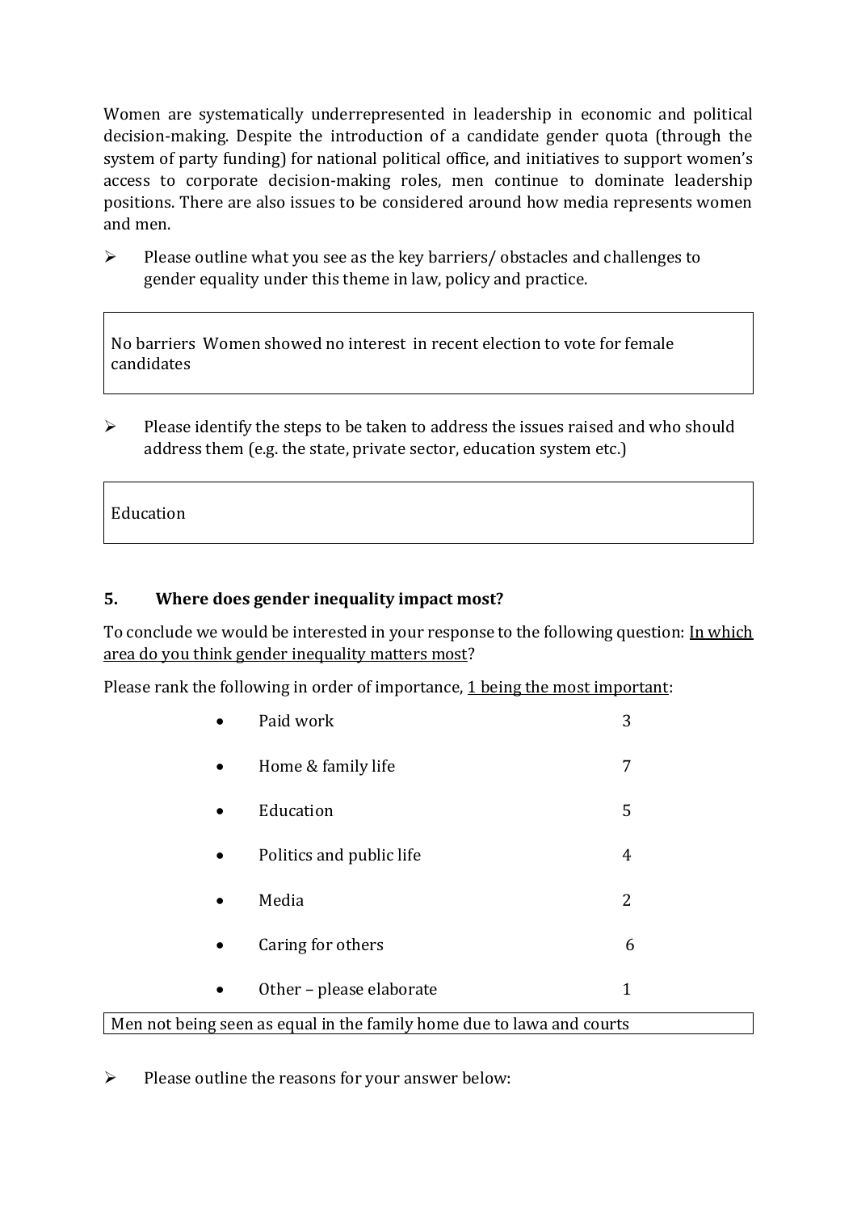Women are systematically underrepresented in leadership in economic and political decision-making. Despite the introduction of a candidate gender quota (through the system of party funding) for national political office, and initiatives to support women's access to corporate decision-making roles, men continue to dominate leadership positions. There are also issues to be considered around how media represents women and men.

➢ Please outline what you see as the key barriers/ obstacles and challenges to gender equality under this theme in law, policy and practice.

| No barriers Women showed no interest in recent election to vote for female candidates |
|---|

➢ Please identify the steps to be taken to address the issues raised and who should address them (e.g. the state, private sector, education system etc.)

| Education |
|---|

### 5. Where does gender inequality impact most?

To conclude we would be interested in your response to the following question: In which area do you think gender inequality matters most?

Please rank the following in order of importance, 1 being the most important:

- Paid work 3
- Home & family life 7
- Education 5
- Politics and public life 4
- Media 2
- Caring for others 6
- Other – please elaborate 1

| Men not being seen as equal in the family home due to lawa and courts |
|---|

➢ Please outline the reasons for your answer below: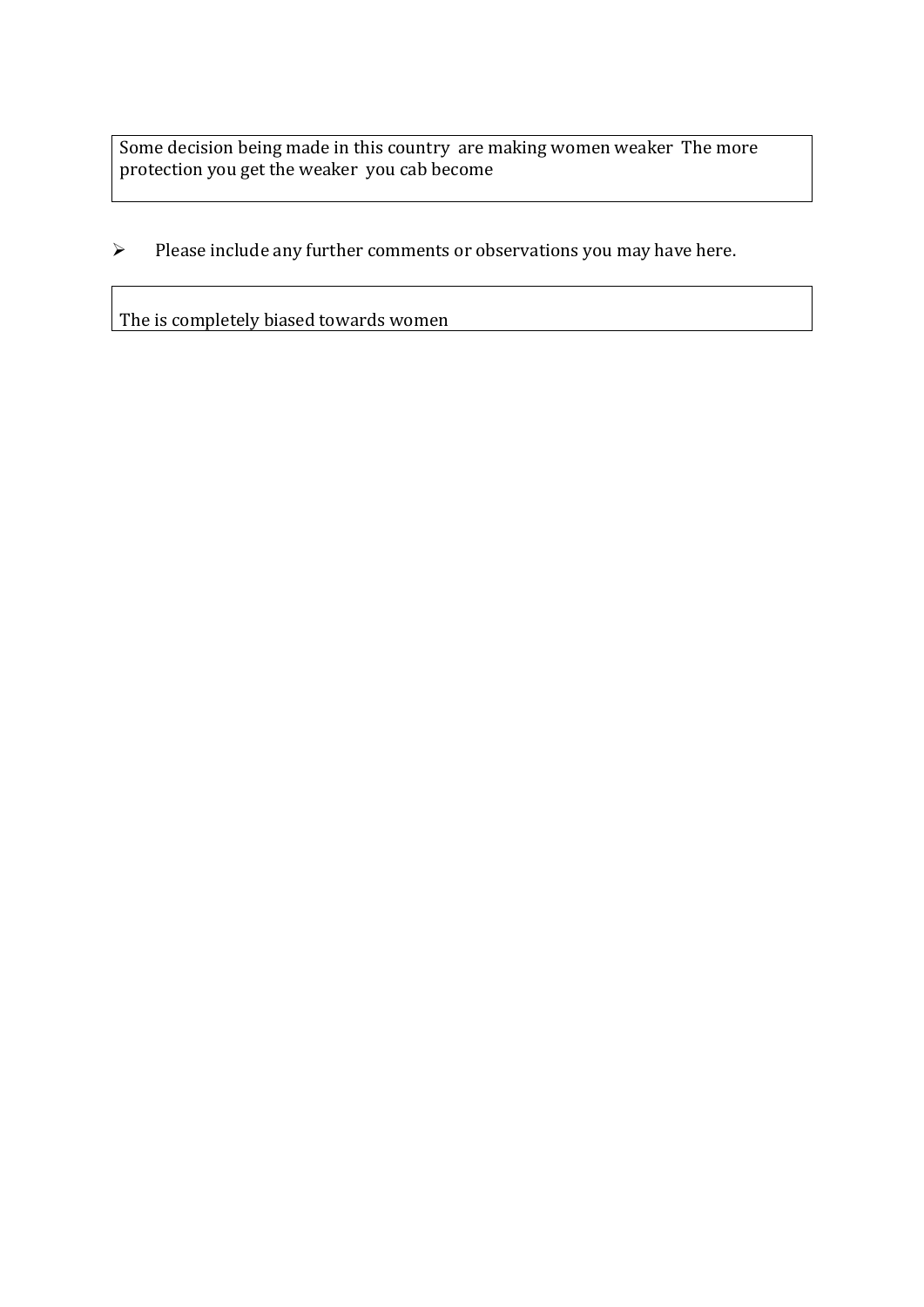Some decision being made in this country  are making women weaker  The more protection you get the weaker  you cab become

- Please include any further comments or observations you may have here.

The is completely biased towards women